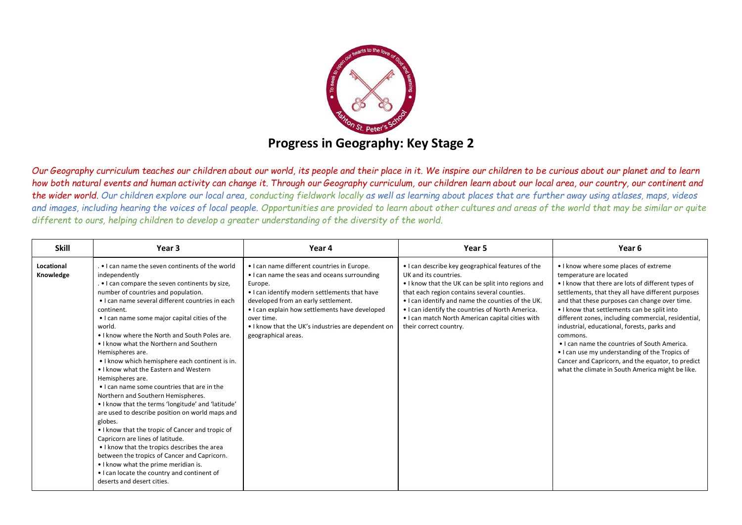# Progress in Geography: Key Stage 2

*Our Geography curriculum teaches our children about our world, its people and their place in it. We inspire our children to be curious about our planet and to learn how both natural events and human activity can change it. Through our Geography curriculum, our children learn about our local area, our country, our continent and the wider world. Our children explore our local area, conducting fieldwork locally as well as learning about places that are further away using atlases, maps, videos and images, including hearing the voices of local people. Opportunities are provided to learn about other cultures and areas of the world that may be similar or quite different to ours, helping children to develop a greater understanding of the diversity of the world.*

| Skill | Year 3 | Year 4 | Year 5 | Year 6 |
|---|---|---|---|---|
| **Locational Knowledge** | . • I can name the seven continents of the world independently<br>. • I can compare the seven continents by size, number of countries and population.<br>• I can name several different countries in each continent.<br>• I can name some major capital cities of the world.<br>• I know where the North and South Poles are.<br>• I know what the Northern and Southern Hemispheres are.<br>• I know which hemisphere each continent is in.<br>• I know what the Eastern and Western Hemispheres are.<br>• I can name some countries that are in the Northern and Southern Hemispheres.<br>• I know that the terms 'longitude' and 'latitude' are used to describe position on world maps and globes.<br>• I know that the tropic of Cancer and tropic of Capricorn are lines of latitude.<br>• I know that the tropics describes the area between the tropics of Cancer and Capricorn.<br>• I know what the prime meridian is.<br>• I can locate the country and continent of deserts and desert cities. | • I can name different countries in Europe.<br>• I can name the seas and oceans surrounding Europe.<br>• I can identify modern settlements that have developed from an early settlement.<br>• I can explain how settlements have developed over time.<br>• I know that the UK's industries are dependent on geographical areas. | • I can describe key geographical features of the UK and its countries.<br>• I know that the UK can be split into regions and that each region contains several counties.<br>• I can identify and name the counties of the UK.<br>• I can identify the countries of North America.<br>• I can match North American capital cities with their correct country. | • I know where some places of extreme temperature are located<br>• I know that there are lots of different types of settlements, that they all have different purposes and that these purposes can change over time.<br>• I know that settlements can be split into different zones, including commercial, residential, industrial, educational, forests, parks and commons.<br>• I can name the countries of South America.<br>• I can use my understanding of the Tropics of Cancer and Capricorn, and the equator, to predict what the climate in South America might be like. |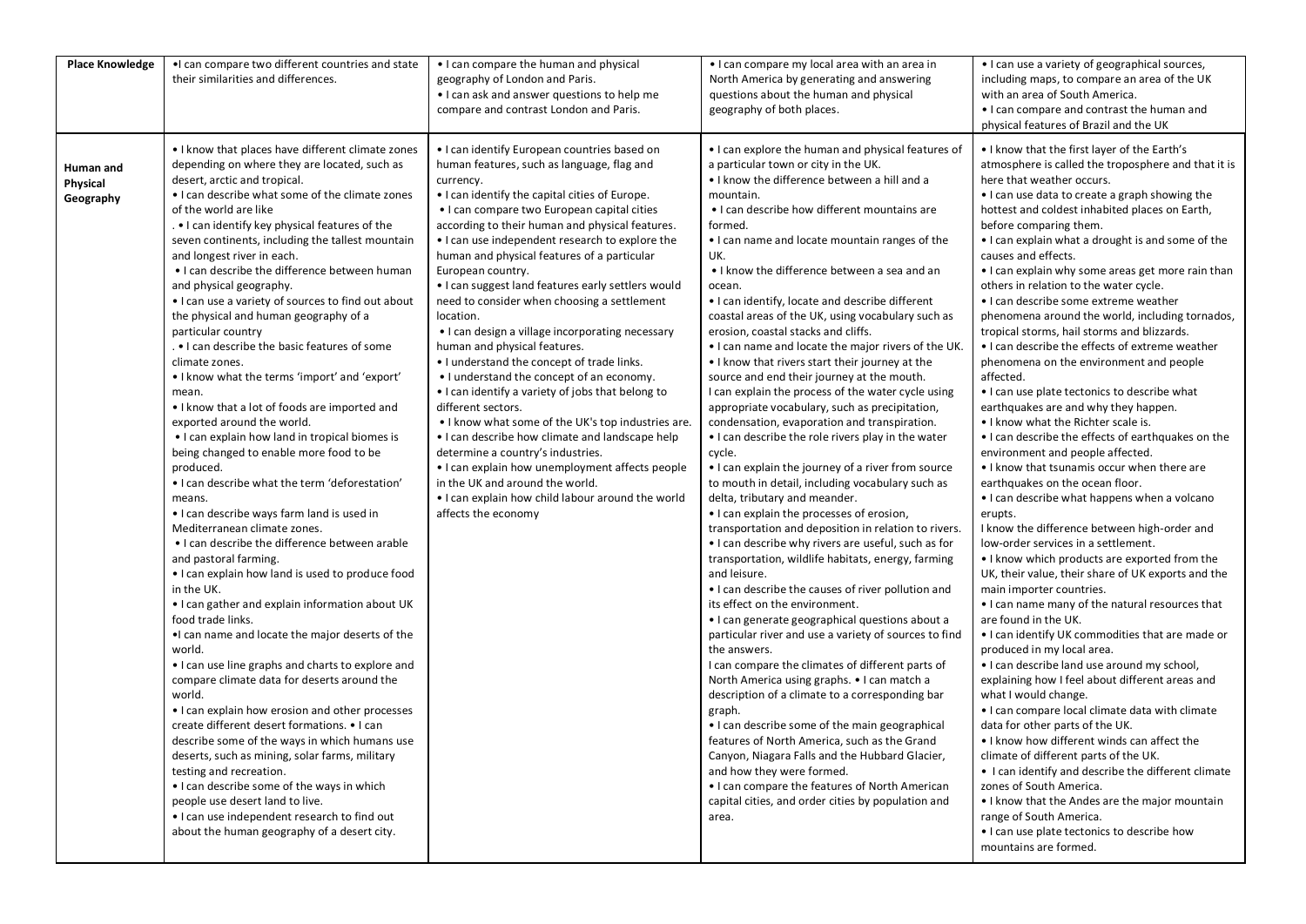| Place Knowledge | •I can compare two different countries and state their similarities and differences. | • I can compare the human and physical geography of London and Paris.<br>• I can ask and answer questions to help me compare and contrast London and Paris. | • I can compare my local area with an area in North America by generating and answering questions about the human and physical geography of both places. | • I can use a variety of geographical sources, including maps, to compare an area of the UK with an area of South America.<br>• I can compare and contrast the human and physical features of Brazil and the UK |
|---|---|---|---|---|
| **Human and Physical Geography** | • I know that places have different climate zones depending on where they are located, such as desert, arctic and tropical.<br>• I can describe what some of the climate zones of the world are like<br>. • I can identify key physical features of the seven continents, including the tallest mountain and longest river in each.<br>• I can describe the difference between human and physical geography.<br>• I can use a variety of sources to find out about the physical and human geography of a particular country<br>. • I can describe the basic features of some climate zones.<br>• I know what the terms 'import' and 'export' mean.<br>• I know that a lot of foods are imported and exported around the world.<br>• I can explain how land in tropical biomes is being changed to enable more food to be produced.<br>• I can describe what the term 'deforestation' means.<br>• I can describe ways farm land is used in Mediterranean climate zones.<br>• I can describe the difference between arable and pastoral farming.<br>• I can explain how land is used to produce food in the UK.<br>• I can gather and explain information about UK food trade links.<br>•I can name and locate the major deserts of the world.<br>• I can use line graphs and charts to explore and compare climate data for deserts around the world.<br>• I can explain how erosion and other processes create different desert formations. • I can describe some of the ways in which humans use deserts, such as mining, solar farms, military testing and recreation.<br>• I can describe some of the ways in which people use desert land to live.<br>• I can use independent research to find out about the human geography of a desert city. | • I can identify European countries based on human features, such as language, flag and currency.<br>• I can identify the capital cities of Europe.<br>• I can compare two European capital cities according to their human and physical features.<br>• I can use independent research to explore the human and physical features of a particular European country.<br>• I can suggest land features early settlers would need to consider when choosing a settlement location.<br>• I can design a village incorporating necessary human and physical features.<br>• I understand the concept of trade links.<br>• I understand the concept of an economy.<br>• I can identify a variety of jobs that belong to different sectors.<br>• I know what some of the UK's top industries are.<br>• I can describe how climate and landscape help determine a country's industries.<br>• I can explain how unemployment affects people in the UK and around the world.<br>• I can explain how child labour around the world affects the economy | • I can explore the human and physical features of a particular town or city in the UK.<br>• I know the difference between a hill and a mountain.<br>• I can describe how different mountains are formed.<br>• I can name and locate mountain ranges of the UK.<br>• I know the difference between a sea and an ocean.<br>• I can identify, locate and describe different coastal areas of the UK, using vocabulary such as erosion, coastal stacks and cliffs.<br>• I can name and locate the major rivers of the UK.<br>• I know that rivers start their journey at the source and end their journey at the mouth.<br>I can explain the process of the water cycle using appropriate vocabulary, such as precipitation, condensation, evaporation and transpiration.<br>• I can describe the role rivers play in the water cycle.<br>• I can explain the journey of a river from source to mouth in detail, including vocabulary such as delta, tributary and meander.<br>• I can explain the processes of erosion, transportation and deposition in relation to rivers.<br>• I can describe why rivers are useful, such as for transportation, wildlife habitats, energy, farming and leisure.<br>• I can describe the causes of river pollution and its effect on the environment.<br>• I can generate geographical questions about a particular river and use a variety of sources to find the answers.<br>I can compare the climates of different parts of North America using graphs. • I can match a description of a climate to a corresponding bar graph.<br>• I can describe some of the main geographical features of North America, such as the Grand Canyon, Niagara Falls and the Hubbard Glacier, and how they were formed.<br>• I can compare the features of North American capital cities, and order cities by population and area. | • I know that the first layer of the Earth's atmosphere is called the troposphere and that it is here that weather occurs.<br>• I can use data to create a graph showing the hottest and coldest inhabited places on Earth, before comparing them.<br>• I can explain what a drought is and some of the causes and effects.<br>• I can explain why some areas get more rain than others in relation to the water cycle.<br>• I can describe some extreme weather phenomena around the world, including tornados, tropical storms, hail storms and blizzards.<br>• I can describe the effects of extreme weather phenomena on the environment and people affected.<br>• I can use plate tectonics to describe what earthquakes are and why they happen.<br>• I know what the Richter scale is.<br>• I can describe the effects of earthquakes on the environment and people affected.<br>• I know that tsunamis occur when there are earthquakes on the ocean floor.<br>• I can describe what happens when a volcano erupts.<br>I know the difference between high-order and low-order services in a settlement.<br>• I know which products are exported from the UK, their value, their share of UK exports and the main importer countries.<br>• I can name many of the natural resources that are found in the UK.<br>• I can identify UK commodities that are made or produced in my local area.<br>• I can describe land use around my school, explaining how I feel about different areas and what I would change.<br>• I can compare local climate data with climate data for other parts of the UK.<br>• I know how different winds can affect the climate of different parts of the UK.<br>• I can identify and describe the different climate zones of South America.<br>• I know that the Andes are the major mountain range of South America.<br>• I can use plate tectonics to describe how mountains are formed. |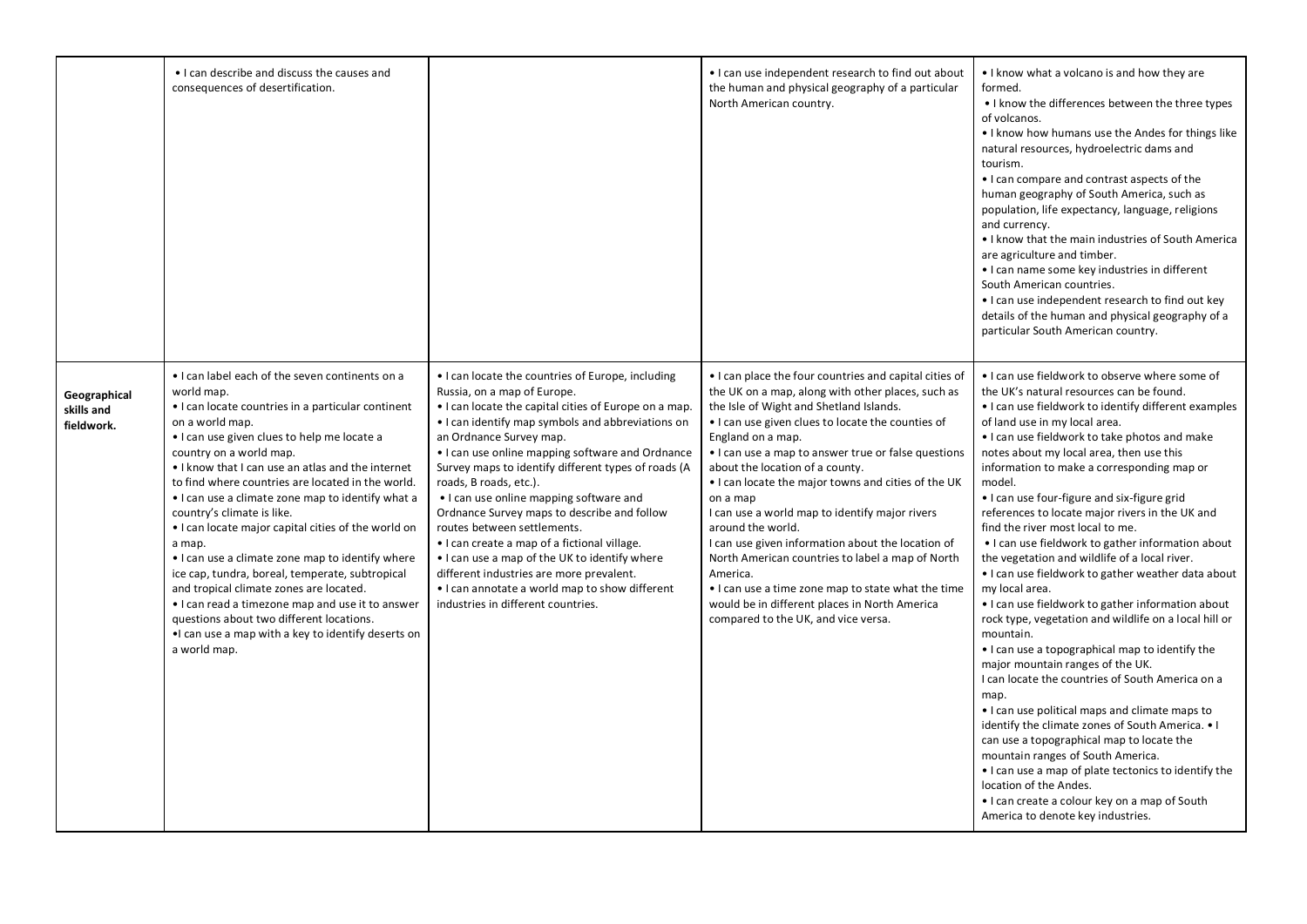| | | | | |
|---|---|---|---|---|
| | • I can describe and discuss the causes and consequences of desertification. | | • I can use independent research to find out about the human and physical geography of a particular North American country. | • I know what a volcano is and how they are formed.<br>• I know the differences between the three types of volcanos.<br>• I know how humans use the Andes for things like natural resources, hydroelectric dams and tourism.<br>• I can compare and contrast aspects of the human geography of South America, such as population, life expectancy, language, religions and currency.<br>• I know that the main industries of South America are agriculture and timber.<br>• I can name some key industries in different South American countries.<br>• I can use independent research to find out key details of the human and physical geography of a particular South American country. |
| **Geographical skills and fieldwork.** | • I can label each of the seven continents on a world map.<br>• I can locate countries in a particular continent on a world map.<br>• I can use given clues to help me locate a country on a world map.<br>• I know that I can use an atlas and the internet to find where countries are located in the world.<br>• I can use a climate zone map to identify what a country's climate is like.<br>• I can locate major capital cities of the world on a map.<br>• I can use a climate zone map to identify where ice cap, tundra, boreal, temperate, subtropical and tropical climate zones are located.<br>• I can read a timezone map and use it to answer questions about two different locations.<br>•I can use a map with a key to identify deserts on a world map. | • I can locate the countries of Europe, including Russia, on a map of Europe.<br>• I can locate the capital cities of Europe on a map.<br>• I can identify map symbols and abbreviations on an Ordnance Survey map.<br>• I can use online mapping software and Ordnance Survey maps to identify different types of roads (A roads, B roads, etc.).<br>• I can use online mapping software and Ordnance Survey maps to describe and follow routes between settlements.<br>• I can create a map of a fictional village.<br>• I can use a map of the UK to identify where different industries are more prevalent.<br>• I can annotate a world map to show different industries in different countries. | • I can place the four countries and capital cities of the UK on a map, along with other places, such as the Isle of Wight and Shetland Islands.<br>• I can use given clues to locate the counties of England on a map.<br>• I can use a map to answer true or false questions about the location of a county.<br>• I can locate the major towns and cities of the UK on a map<br>I can use a world map to identify major rivers around the world.<br>I can use given information about the location of North American countries to label a map of North America.<br>• I can use a time zone map to state what the time would be in different places in North America compared to the UK, and vice versa. | • I can use fieldwork to observe where some of the UK's natural resources can be found.<br>• I can use fieldwork to identify different examples of land use in my local area.<br>• I can use fieldwork to take photos and make notes about my local area, then use this information to make a corresponding map or model.<br>• I can use four-figure and six-figure grid references to locate major rivers in the UK and find the river most local to me.<br>• I can use fieldwork to gather information about the vegetation and wildlife of a local river.<br>• I can use fieldwork to gather weather data about my local area.<br>• I can use fieldwork to gather information about rock type, vegetation and wildlife on a local hill or mountain.<br>• I can use a topographical map to identify the major mountain ranges of the UK.<br>I can locate the countries of South America on a map.<br>• I can use political maps and climate maps to identify the climate zones of South America. • I can use a topographical map to locate the mountain ranges of South America.<br>• I can use a map of plate tectonics to identify the location of the Andes.<br>• I can create a colour key on a map of South America to denote key industries. |